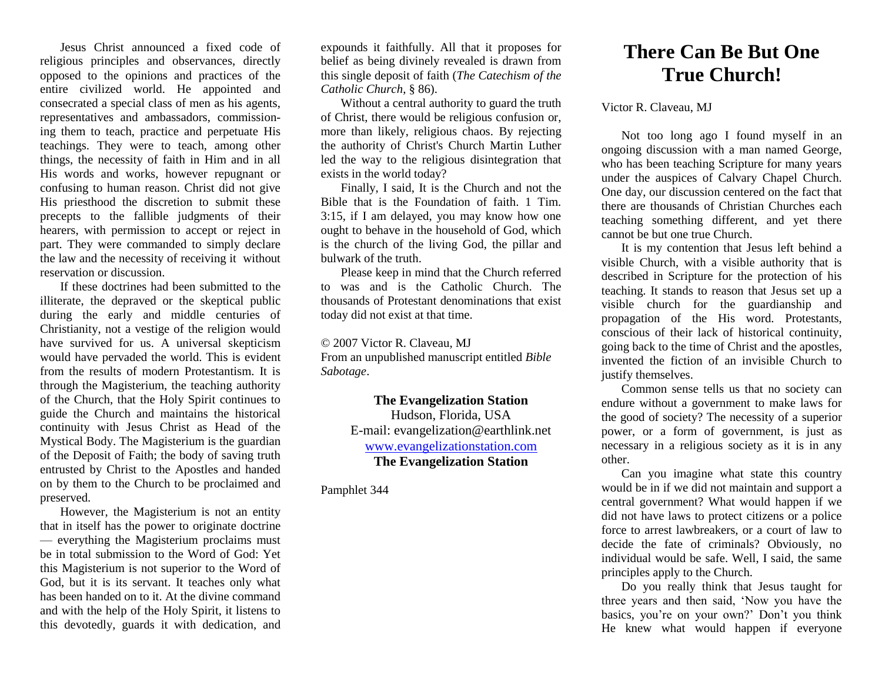# There Can Be But One True Church!

Victor R. Claveau, MJ

Not too long ago I found myself in an ongoing discussion with a man named George, who has been teaching Scripture for many years under the auspices of Calvary Chapel Church. One day, our discussion centered on the fact that there are thousands of Christian Churches each teaching something different, and yet there cannot be but one true Church.

It is my contention that Jesus left behind a visible Church, with a visible authority that is described in Scripture for the protection of his teaching. It stands to reason that Jesus set up a visible church for the guardianship and propagation of the His word. Protestants, conscious of their lack of historical continuity, going back to the time of Christ and the apostles, invented the fiction of an invisible Church to justify themselves.

Common sense tells us that no society can endure without a government to make laws for the good of society? The necessity of a superior power, or a form of government, is just as necessary in a religious society as it is in any other.

Can you imagine what state this country would be in if we did not maintain and support a central government? What would happen if we did not have laws to protect citizens or a police force to arrest lawbreakers, or a court of law to decide the fate of criminals? Obviously, no individual would be safe. Well, I said, the same principles apply to the Church.

Do you really think that Jesus taught for three years and then said, 'Now you have the basics, you're on your own?' Don't you think He knew what would happen if everyone

Jesus Christ announced a fixed code of religious principles and observances, directly opposed to the opinions and practices of the entire civilized world. He appointed and consecrated a special class of men as his agents, representatives and ambassadors, commissioning them to teach, practice and perpetuate His teachings. They were to teach, among other things, the necessity of faith in Him and in all His words and works, however repugnant or confusing to human reason. Christ did not give His priesthood the discretion to submit these precepts to the fallible judgments of their hearers, with permission to accept or reject in part. They were commanded to simply declare the law and the necessity of receiving it without reservation or discussion.

If these doctrines had been submitted to the illiterate, the depraved or the skeptical public during the early and middle centuries of Christianity, not a vestige of the religion would have survived for us. A universal skepticism would have pervaded the world. This is evident from the results of modern Protestantism. It is through the Magisterium, the teaching authority of the Church, that the Holy Spirit continues to guide the Church and maintains the historical continuity with Jesus Christ as Head of the Mystical Body. The Magisterium is the guardian of the Deposit of Faith; the body of saving truth entrusted by Christ to the Apostles and handed on by them to the Church to be proclaimed and preserved.

However, the Magisterium is not an entity that in itself has the power to originate doctrine — everything the Magisterium proclaims must be in total submission to the Word of God: Yet this Magisterium is not superior to the Word of God, but it is its servant. It teaches only what has been handed on to it. At the divine command and with the help of the Holy Spirit, it listens to this devotedly, guards it with dedication, and expounds it faithfully. All that it proposes for belief as being divinely revealed is drawn from this single deposit of faith (*The Catechism of the Catholic Church*, § 86).

Without a central authority to guard the truth of Christ, there would be religious confusion or, more than likely, religious chaos. By rejecting the authority of Christ's Church Martin Luther led the way to the religious disintegration that exists in the world today?

Finally, I said, It is the Church and not the Bible that is the Foundation of faith. 1 Tim. 3:15, if I am delayed, you may know how one ought to behave in the household of God, which is the church of the living God, the pillar and bulwark of the truth.

Please keep in mind that the Church referred to was and is the Catholic Church. The thousands of Protestant denominations that exist today did not exist at that time.

© 2007 Victor R. Claveau, MJ
From an unpublished manuscript entitled *Bible Sabotage*.

**The Evangelization Station**
Hudson, Florida, USA
E-mail: evangelization@earthlink.net
www.evangelizationstation.com
**The Evangelization Station**

Pamphlet 344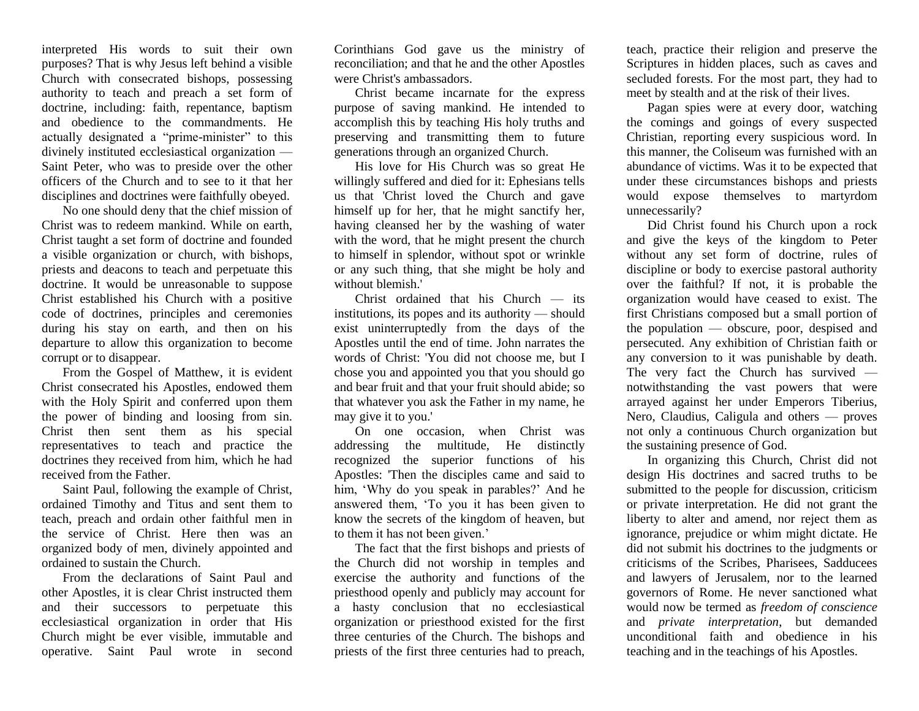interpreted His words to suit their own purposes? That is why Jesus left behind a visible Church with consecrated bishops, possessing authority to teach and preach a set form of doctrine, including: faith, repentance, baptism and obedience to the commandments. He actually designated a "prime-minister" to this divinely instituted ecclesiastical organization — Saint Peter, who was to preside over the other officers of the Church and to see to it that her disciplines and doctrines were faithfully obeyed.

No one should deny that the chief mission of Christ was to redeem mankind. While on earth, Christ taught a set form of doctrine and founded a visible organization or church, with bishops, priests and deacons to teach and perpetuate this doctrine. It would be unreasonable to suppose Christ established his Church with a positive code of doctrines, principles and ceremonies during his stay on earth, and then on his departure to allow this organization to become corrupt or to disappear.

From the Gospel of Matthew, it is evident Christ consecrated his Apostles, endowed them with the Holy Spirit and conferred upon them the power of binding and loosing from sin. Christ then sent them as his special representatives to teach and practice the doctrines they received from him, which he had received from the Father.

Saint Paul, following the example of Christ, ordained Timothy and Titus and sent them to teach, preach and ordain other faithful men in the service of Christ. Here then was an organized body of men, divinely appointed and ordained to sustain the Church.

From the declarations of Saint Paul and other Apostles, it is clear Christ instructed them and their successors to perpetuate this ecclesiastical organization in order that His Church might be ever visible, immutable and operative. Saint Paul wrote in second Corinthians God gave us the ministry of reconciliation; and that he and the other Apostles were Christ's ambassadors.

Christ became incarnate for the express purpose of saving mankind. He intended to accomplish this by teaching His holy truths and preserving and transmitting them to future generations through an organized Church.

His love for His Church was so great He willingly suffered and died for it: Ephesians tells us that 'Christ loved the Church and gave himself up for her, that he might sanctify her, having cleansed her by the washing of water with the word, that he might present the church to himself in splendor, without spot or wrinkle or any such thing, that she might be holy and without blemish.'

Christ ordained that his Church — its institutions, its popes and its authority — should exist uninterruptedly from the days of the Apostles until the end of time. John narrates the words of Christ: 'You did not choose me, but I chose you and appointed you that you should go and bear fruit and that your fruit should abide; so that whatever you ask the Father in my name, he may give it to you.'

On one occasion, when Christ was addressing the multitude, He distinctly recognized the superior functions of his Apostles: 'Then the disciples came and said to him, 'Why do you speak in parables?' And he answered them, 'To you it has been given to know the secrets of the kingdom of heaven, but to them it has not been given.'

The fact that the first bishops and priests of the Church did not worship in temples and exercise the authority and functions of the priesthood openly and publicly may account for a hasty conclusion that no ecclesiastical organization or priesthood existed for the first three centuries of the Church. The bishops and priests of the first three centuries had to preach, teach, practice their religion and preserve the Scriptures in hidden places, such as caves and secluded forests. For the most part, they had to meet by stealth and at the risk of their lives.

Pagan spies were at every door, watching the comings and goings of every suspected Christian, reporting every suspicious word. In this manner, the Coliseum was furnished with an abundance of victims. Was it to be expected that under these circumstances bishops and priests would expose themselves to martyrdom unnecessarily?

Did Christ found his Church upon a rock and give the keys of the kingdom to Peter without any set form of doctrine, rules of discipline or body to exercise pastoral authority over the faithful? If not, it is probable the organization would have ceased to exist. The first Christians composed but a small portion of the population — obscure, poor, despised and persecuted. Any exhibition of Christian faith or any conversion to it was punishable by death. The very fact the Church has survived — notwithstanding the vast powers that were arrayed against her under Emperors Tiberius, Nero, Claudius, Caligula and others — proves not only a continuous Church organization but the sustaining presence of God.

In organizing this Church, Christ did not design His doctrines and sacred truths to be submitted to the people for discussion, criticism or private interpretation. He did not grant the liberty to alter and amend, nor reject them as ignorance, prejudice or whim might dictate. He did not submit his doctrines to the judgments or criticisms of the Scribes, Pharisees, Sadducees and lawyers of Jerusalem, nor to the learned governors of Rome. He never sanctioned what would now be termed as *freedom of conscience* and *private interpretation*, but demanded unconditional faith and obedience in his teaching and in the teachings of his Apostles.